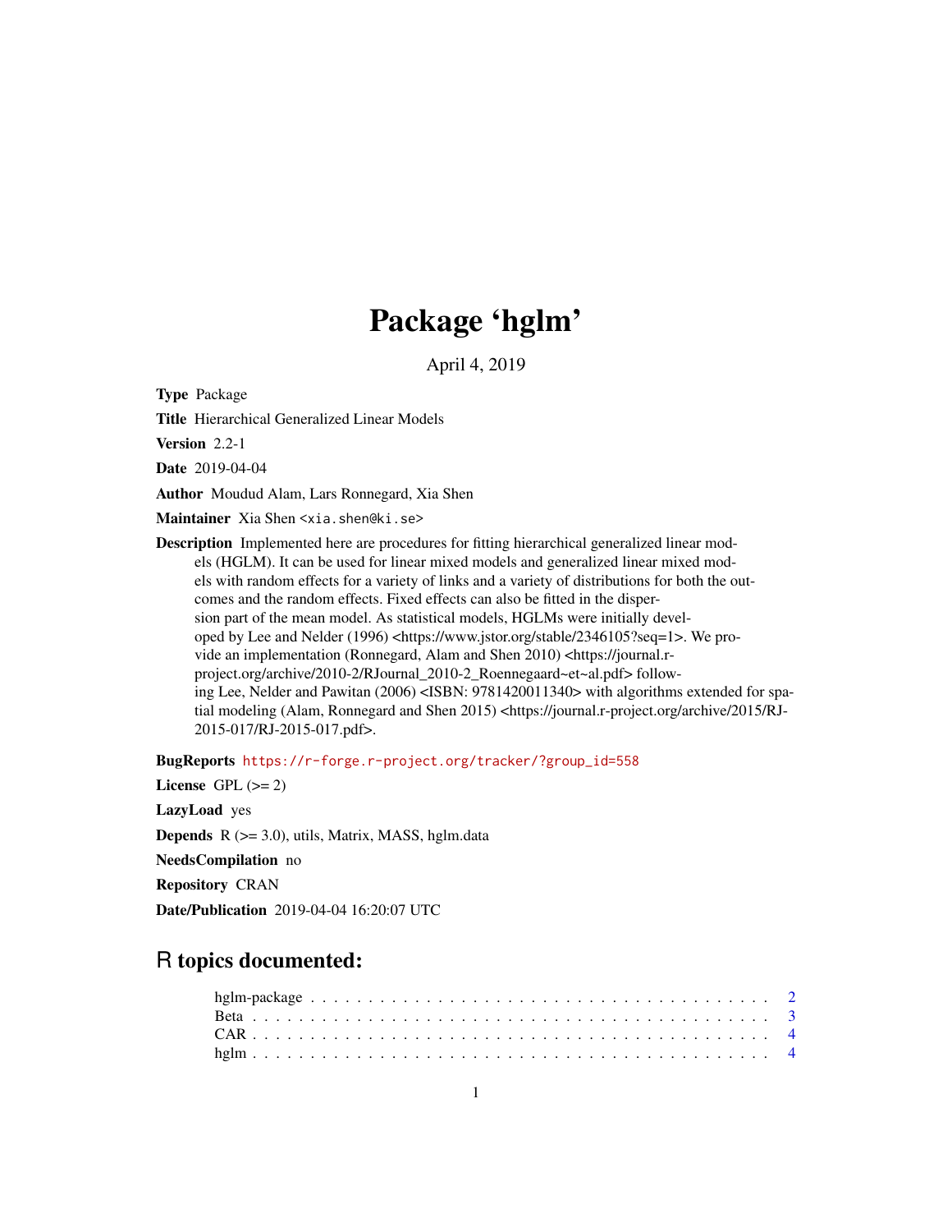# Package 'hglm'

April 4, 2019

**Type** Package

**Title** Hierarchical Generalized Linear Models

**Version** 2.2-1

**Date** 2019-04-04

**Author** Moudud Alam, Lars Ronnegard, Xia Shen

**Maintainer** Xia Shen <xia.shen@ki.se>

**Description** Implemented here are procedures for fitting hierarchical generalized linear models (HGLM). It can be used for linear mixed models and generalized linear mixed models with random effects for a variety of links and a variety of distributions for both the outcomes and the random effects. Fixed effects can also be fitted in the dispersion part of the mean model. As statistical models, HGLMs were initially developed by Lee and Nelder (1996) <https://www.jstor.org/stable/2346105?seq=1>. We provide an implementation (Ronnegard, Alam and Shen 2010) <https://journal.r-project.org/archive/2010-2/RJournal_2010-2_Roennegaard~et~al.pdf> following Lee, Nelder and Pawitan (2006) <ISBN: 9781420011340> with algorithms extended for spatial modeling (Alam, Ronnegard and Shen 2015) <https://journal.r-project.org/archive/2015/RJ-2015-017/RJ-2015-017.pdf>.

**BugReports** https://r-forge.r-project.org/tracker/?group_id=558

**License** GPL (>= 2)

**LazyLoad** yes

**Depends** R (>= 3.0), utils, Matrix, MASS, hglm.data

**NeedsCompilation** no

**Repository** CRAN

**Date/Publication** 2019-04-04 16:20:07 UTC

## R topics documented:

hglm-package . . . . . . . . . . . . . . . . . . . . . . . . . . . . . . . . . . . . . . . . 2
Beta . . . . . . . . . . . . . . . . . . . . . . . . . . . . . . . . . . . . . . . . . . . . . 3
CAR . . . . . . . . . . . . . . . . . . . . . . . . . . . . . . . . . . . . . . . . . . . . . 4
hglm . . . . . . . . . . . . . . . . . . . . . . . . . . . . . . . . . . . . . . . . . . . . . 4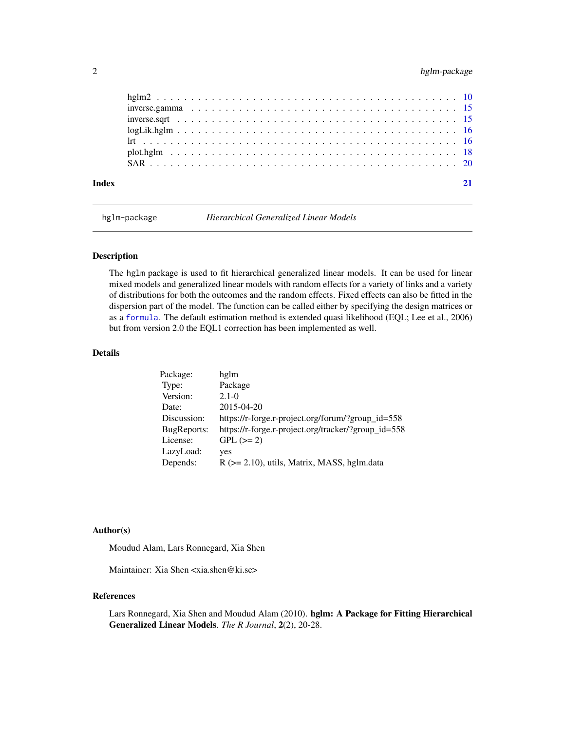| | |
|---|---|
| hglm2 | 10 |
| inverse.gamma | 15 |
| inverse.sqrt | 15 |
| logLik.hglm | 16 |
| lrt | 16 |
| plot.hglm | 18 |
| SAR | 20 |

**Index** **21**

---

`hglm-package` *Hierarchical Generalized Linear Models*

---

## Description

The `hglm` package is used to fit hierarchical generalized linear models. It can be used for linear mixed models and generalized linear models with random effects for a variety of links and a variety of distributions for both the outcomes and the random effects. Fixed effects can also be fitted in the dispersion part of the model. The function can be called either by specifying the design matrices or as a `formula`. The default estimation method is extended quasi likelihood (EQL; Lee et al., 2006) but from version 2.0 the EQL1 correction has been implemented as well.

## Details

| | |
|---|---|
| Package: | hglm |
| Type: | Package |
| Version: | 2.1-0 |
| Date: | 2015-04-20 |
| Discussion: | https://r-forge.r-project.org/forum/?group_id=558 |
| BugReports: | https://r-forge.r-project.org/tracker/?group_id=558 |
| License: | GPL (>= 2) |
| LazyLoad: | yes |
| Depends: | R (>= 2.10), utils, Matrix, MASS, hglm.data |

## Author(s)

Moudud Alam, Lars Ronnegard, Xia Shen

Maintainer: Xia Shen <xia.shen@ki.se>

## References

Lars Ronnegard, Xia Shen and Moudud Alam (2010). **hglm: A Package for Fitting Hierarchical Generalized Linear Models**. *The R Journal*, **2**(2), 20-28.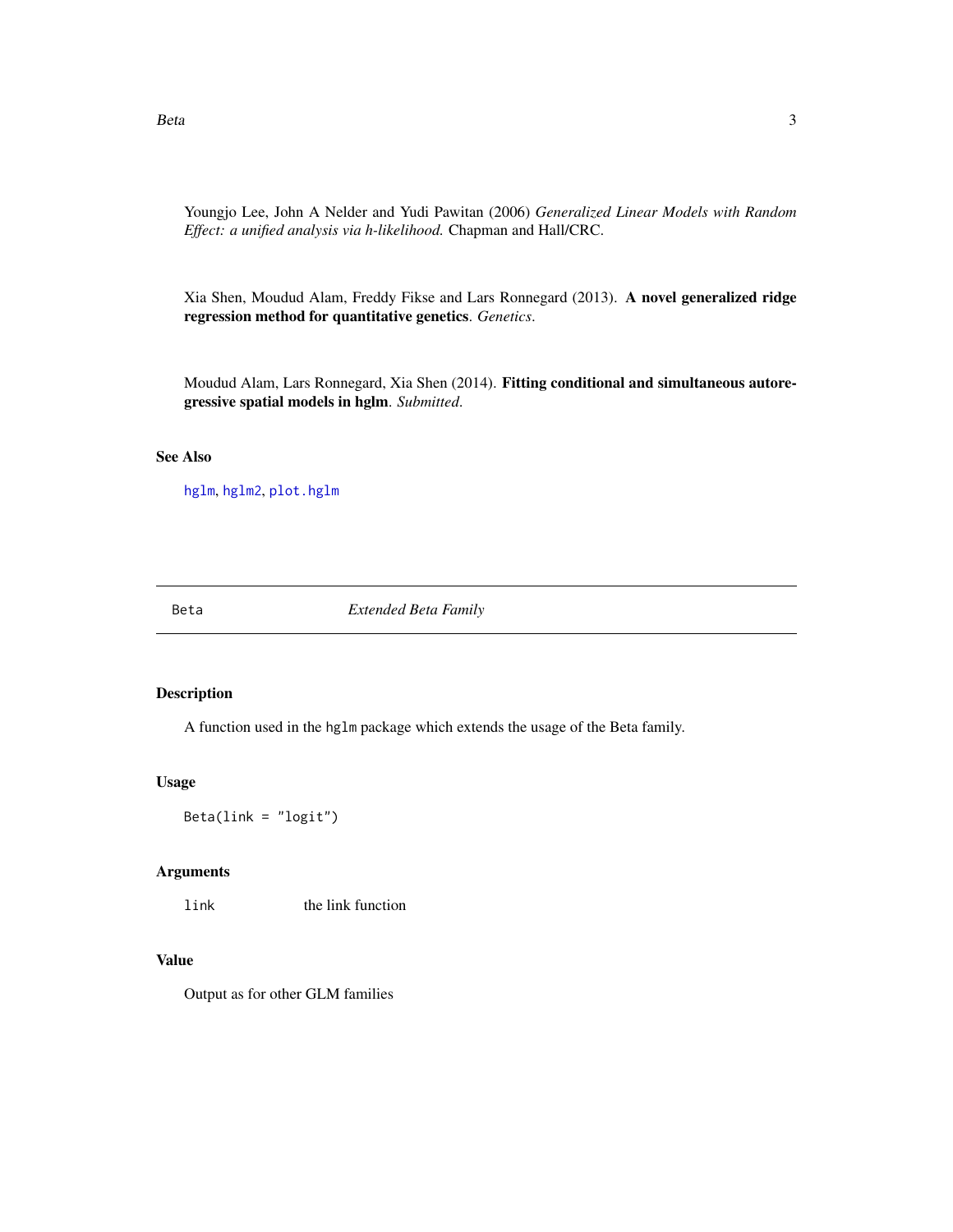Youngjo Lee, John A Nelder and Yudi Pawitan (2006) *Generalized Linear Models with Random Effect: a unified analysis via h-likelihood.* Chapman and Hall/CRC.

Xia Shen, Moudud Alam, Freddy Fikse and Lars Ronnegard (2013). **A novel generalized ridge regression method for quantitative genetics**. *Genetics*.

Moudud Alam, Lars Ronnegard, Xia Shen (2014). **Fitting conditional and simultaneous autoregressive spatial models in hglm**. *Submitted*.

### See Also

`hglm`, `hglm2`, `plot.hglm`

---

## Beta — *Extended Beta Family*

---

### Description

A function used in the `hglm` package which extends the usage of the Beta family.

### Usage

```
Beta(link = "logit")
```

### Arguments

| | |
|---|---|
| `link` | the link function |

### Value

Output as for other GLM families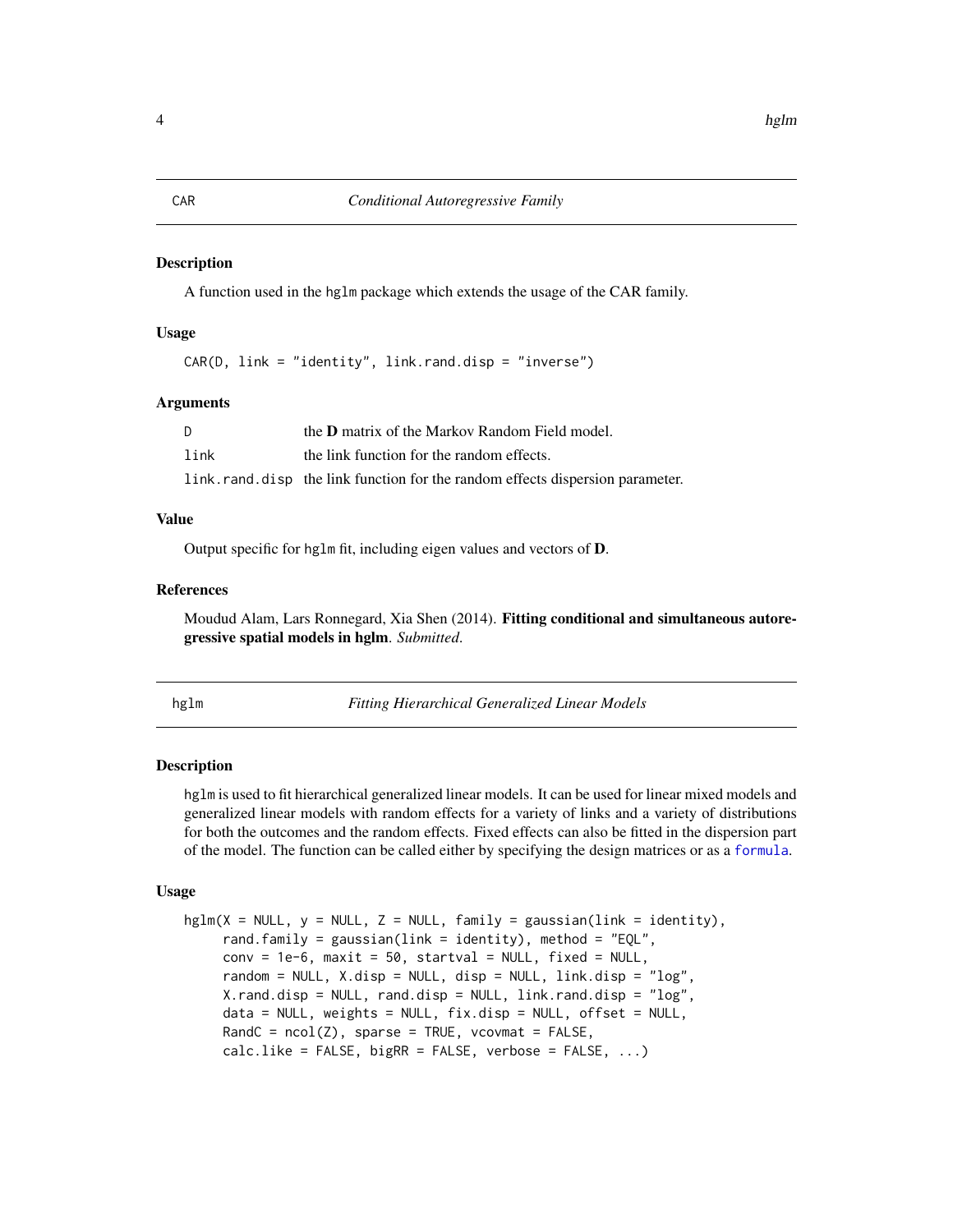## CAR — *Conditional Autoregressive Family*

### Description

A function used in the `hglm` package which extends the usage of the CAR family.

### Usage

```
CAR(D, link = "identity", link.rand.disp = "inverse")
```

### Arguments

| | |
|---|---|
| `D` | the **D** matrix of the Markov Random Field model. |
| `link` | the link function for the random effects. |
| `link.rand.disp` | the link function for the random effects dispersion parameter. |

### Value

Output specific for `hglm` fit, including eigen values and vectors of **D**.

### References

Moudud Alam, Lars Ronnegard, Xia Shen (2014). **Fitting conditional and simultaneous autoregressive spatial models in hglm**. *Submitted*.

## hglm — *Fitting Hierarchical Generalized Linear Models*

### Description

`hglm` is used to fit hierarchical generalized linear models. It can be used for linear mixed models and generalized linear models with random effects for a variety of links and a variety of distributions for both the outcomes and the random effects. Fixed effects can also be fitted in the dispersion part of the model. The function can be called either by specifying the design matrices or as a `formula`.

### Usage

```
hglm(X = NULL, y = NULL, Z = NULL, family = gaussian(link = identity),
     rand.family = gaussian(link = identity), method = "EQL",
     conv = 1e-6, maxit = 50, startval = NULL, fixed = NULL,
     random = NULL, X.disp = NULL, disp = NULL, link.disp = "log",
     X.rand.disp = NULL, rand.disp = NULL, link.rand.disp = "log",
     data = NULL, weights = NULL, fix.disp = NULL, offset = NULL,
     RandC = ncol(Z), sparse = TRUE, vcovmat = FALSE,
     calc.like = FALSE, bigRR = FALSE, verbose = FALSE, ...)
```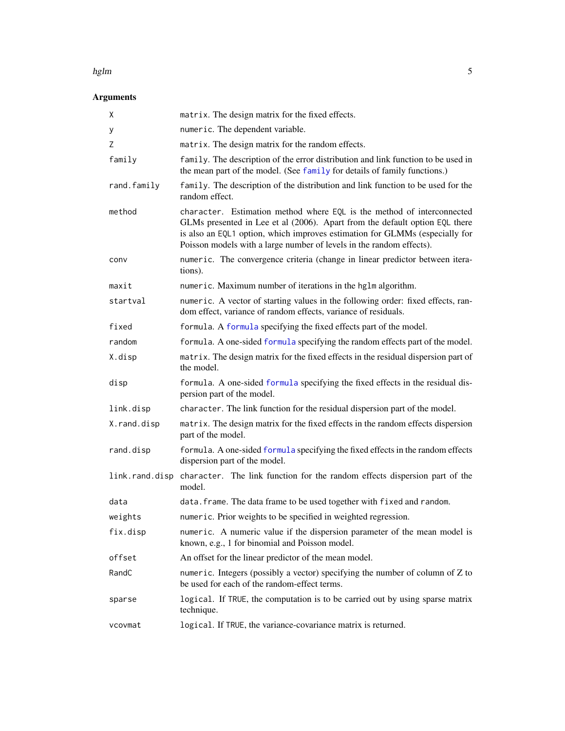## Arguments

| | |
|---|---|
| `X` | `matrix`. The design matrix for the fixed effects. |
| `y` | `numeric`. The dependent variable. |
| `Z` | `matrix`. The design matrix for the random effects. |
| `family` | `family`. The description of the error distribution and link function to be used in the mean part of the model. (See `family` for details of family functions.) |
| `rand.family` | `family`. The description of the distribution and link function to be used for the random effect. |
| `method` | `character`. Estimation method where `EQL` is the method of interconnected GLMs presented in Lee et al (2006). Apart from the default option `EQL` there is also an `EQL1` option, which improves estimation for GLMMs (especially for Poisson models with a large number of levels in the random effects). |
| `conv` | `numeric`. The convergence criteria (change in linear predictor between iterations). |
| `maxit` | `numeric`. Maximum number of iterations in the `hglm` algorithm. |
| `startval` | `numeric`. A vector of starting values in the following order: fixed effects, random effect, variance of random effects, variance of residuals. |
| `fixed` | `formula`. A `formula` specifying the fixed effects part of the model. |
| `random` | `formula`. A one-sided `formula` specifying the random effects part of the model. |
| `X.disp` | `matrix`. The design matrix for the fixed effects in the residual dispersion part of the model. |
| `disp` | `formula`. A one-sided `formula` specifying the fixed effects in the residual dispersion part of the model. |
| `link.disp` | `character`. The link function for the residual dispersion part of the model. |
| `X.rand.disp` | `matrix`. The design matrix for the fixed effects in the random effects dispersion part of the model. |
| `rand.disp` | `formula`. A one-sided `formula` specifying the fixed effects in the random effects dispersion part of the model. |
| `link.rand.disp` | `character`. The link function for the random effects dispersion part of the model. |
| `data` | `data.frame`. The data frame to be used together with `fixed` and `random`. |
| `weights` | `numeric`. Prior weights to be specified in weighted regression. |
| `fix.disp` | `numeric`. A numeric value if the dispersion parameter of the mean model is known, e.g., 1 for binomial and Poisson model. |
| `offset` | An offset for the linear predictor of the mean model. |
| `RandC` | `numeric`. Integers (possibly a vector) specifying the number of column of Z to be used for each of the random-effect terms. |
| `sparse` | `logical`. If `TRUE`, the computation is to be carried out by using sparse matrix technique. |
| `vcovmat` | `logical`. If `TRUE`, the variance-covariance matrix is returned. |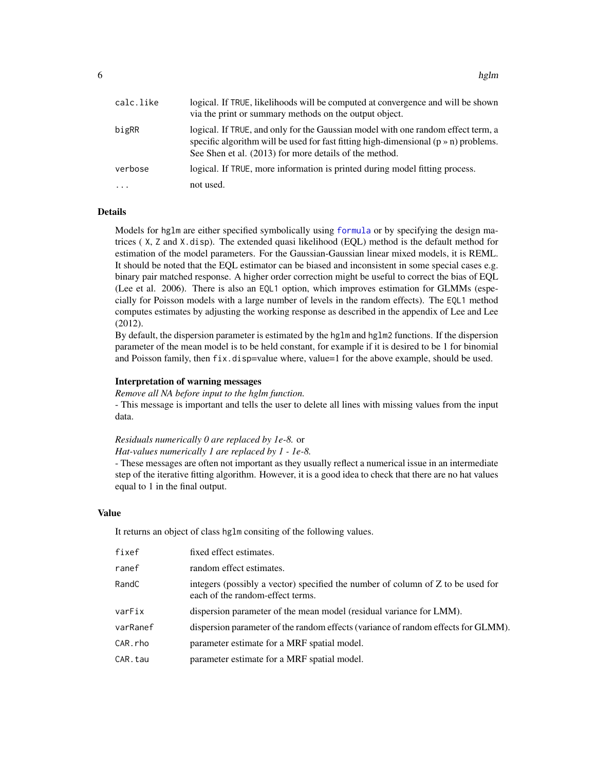| | |
|---|---|
| calc.like | logical. If TRUE, likelihoods will be computed at convergence and will be shown via the print or summary methods on the output object. |
| bigRR | logical. If TRUE, and only for the Gaussian model with one random effect term, a specific algorithm will be used for fast fitting high-dimensional (p » n) problems. See Shen et al. (2013) for more details of the method. |
| verbose | logical. If TRUE, more information is printed during model fitting process. |
| ... | not used. |

## Details

Models for hglm are either specified symbolically using formula or by specifying the design matrices ( X, Z and X.disp). The extended quasi likelihood (EQL) method is the default method for estimation of the model parameters. For the Gaussian-Gaussian linear mixed models, it is REML. It should be noted that the EQL estimator can be biased and inconsistent in some special cases e.g. binary pair matched response. A higher order correction might be useful to correct the bias of EQL (Lee et al. 2006). There is also an EQL1 option, which improves estimation for GLMMs (especially for Poisson models with a large number of levels in the random effects). The EQL1 method computes estimates by adjusting the working response as described in the appendix of Lee and Lee (2012).

By default, the dispersion parameter is estimated by the hglm and hglm2 functions. If the dispersion parameter of the mean model is to be held constant, for example if it is desired to be 1 for binomial and Poisson family, then fix.disp=value where, value=1 for the above example, should be used.

### Interpretation of warning messages

*Remove all NA before input to the hglm function.*

- This message is important and tells the user to delete all lines with missing values from the input data.

*Residuals numerically 0 are replaced by 1e-8.* or

*Hat-values numerically 1 are replaced by 1 - 1e-8.*

- These messages are often not important as they usually reflect a numerical issue in an intermediate step of the iterative fitting algorithm. However, it is a good idea to check that there are no hat values equal to 1 in the final output.

## Value

It returns an object of class hglm consiting of the following values.

| | |
|---|---|
| fixef | fixed effect estimates. |
| ranef | random effect estimates. |
| RandC | integers (possibly a vector) specified the number of column of Z to be used for each of the random-effect terms. |
| varFix | dispersion parameter of the mean model (residual variance for LMM). |
| varRanef | dispersion parameter of the random effects (variance of random effects for GLMM). |
| CAR.rho | parameter estimate for a MRF spatial model. |
| CAR.tau | parameter estimate for a MRF spatial model. |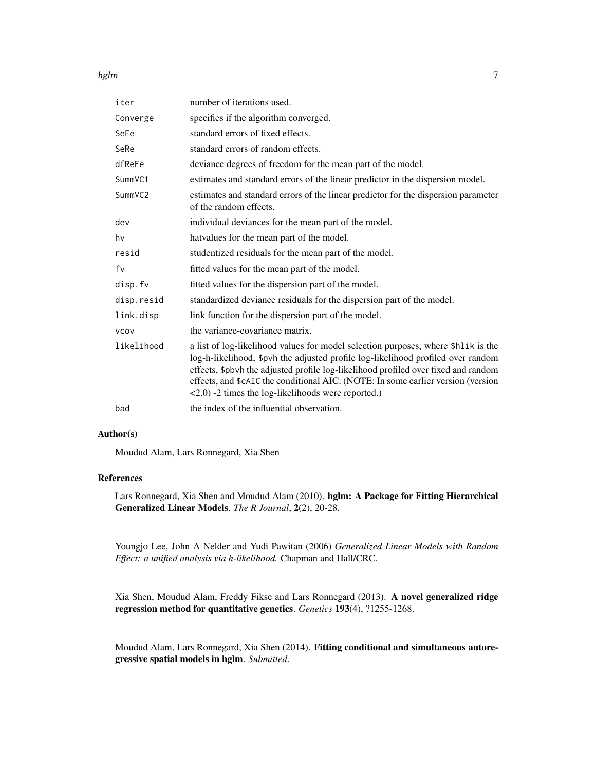| | |
|---|---|
| `iter` | number of iterations used. |
| `Converge` | specifies if the algorithm converged. |
| `SeFe` | standard errors of fixed effects. |
| `SeRe` | standard errors of random effects. |
| `dfReFe` | deviance degrees of freedom for the mean part of the model. |
| `SummVC1` | estimates and standard errors of the linear predictor in the dispersion model. |
| `SummVC2` | estimates and standard errors of the linear predictor for the dispersion parameter of the random effects. |
| `dev` | individual deviances for the mean part of the model. |
| `hv` | hatvalues for the mean part of the model. |
| `resid` | studentized residuals for the mean part of the model. |
| `fv` | fitted values for the mean part of the model. |
| `disp.fv` | fitted values for the dispersion part of the model. |
| `disp.resid` | standardized deviance residuals for the dispersion part of the model. |
| `link.disp` | link function for the dispersion part of the model. |
| `vcov` | the variance-covariance matrix. |
| `likelihood` | a list of log-likelihood values for model selection purposes, where `$hlik` is the log-h-likelihood, `$pvh` the adjusted profile log-likelihood profiled over random effects, `$pbvh` the adjusted profile log-likelihood profiled over fixed and random effects, and `$cAIC` the conditional AIC. (NOTE: In some earlier version (version <2.0) -2 times the log-likelihoods were reported.) |
| `bad` | the index of the influential observation. |

## Author(s)

Moudud Alam, Lars Ronnegard, Xia Shen

## References

Lars Ronnegard, Xia Shen and Moudud Alam (2010). **hglm: A Package for Fitting Hierarchical Generalized Linear Models**. *The R Journal*, **2**(2), 20-28.

Youngjo Lee, John A Nelder and Yudi Pawitan (2006) *Generalized Linear Models with Random Effect: a unified analysis via h-likelihood.* Chapman and Hall/CRC.

Xia Shen, Moudud Alam, Freddy Fikse and Lars Ronnegard (2013). **A novel generalized ridge regression method for quantitative genetics**. *Genetics* **193**(4), ?1255-1268.

Moudud Alam, Lars Ronnegard, Xia Shen (2014). **Fitting conditional and simultaneous autoregressive spatial models in hglm**. *Submitted*.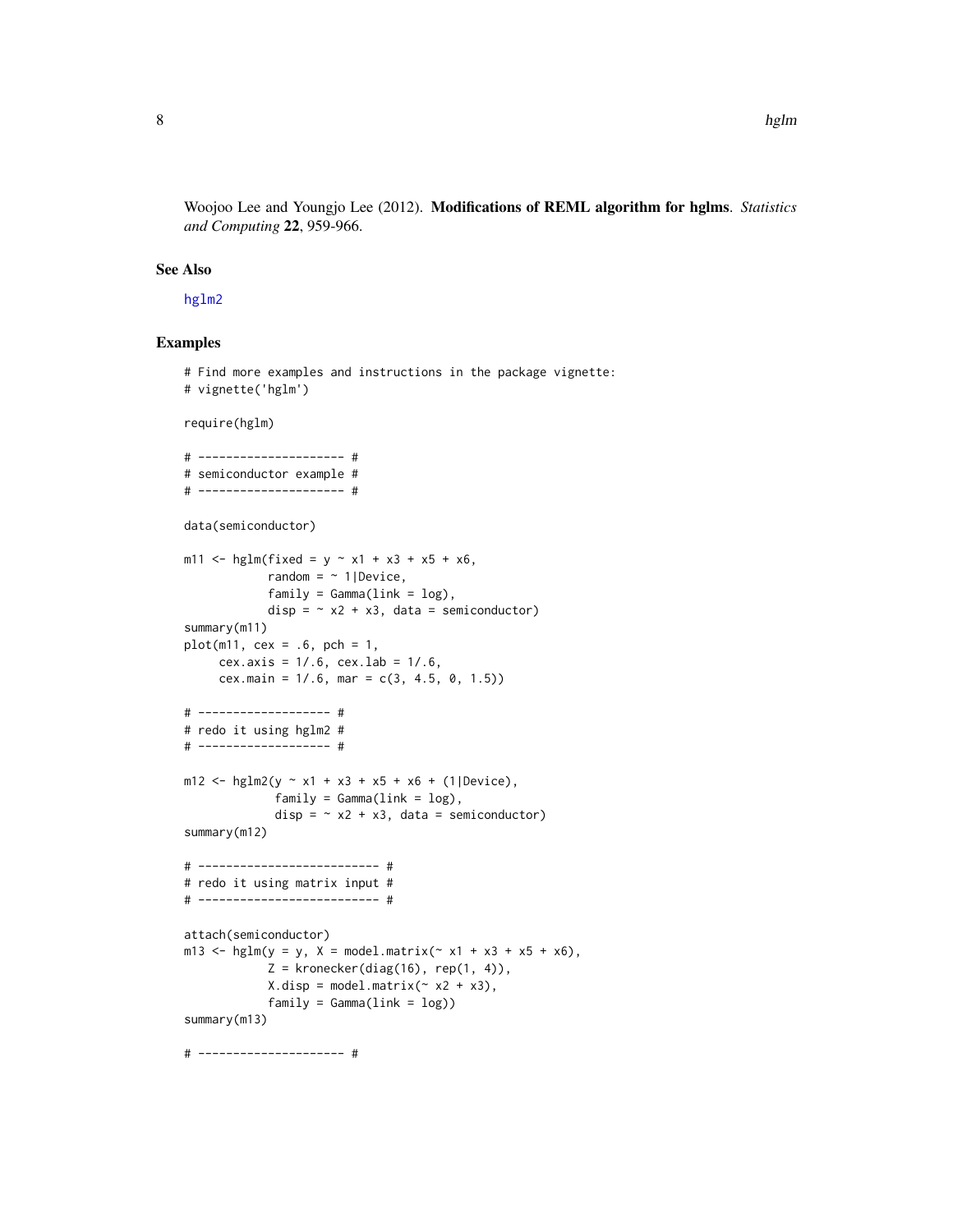Woojoo Lee and Youngjo Lee (2012). **Modifications of REML algorithm for hglms**. *Statistics and Computing* **22**, 959-966.

## See Also

hglm2

## Examples

```
# Find more examples and instructions in the package vignette:
# vignette('hglm')

require(hglm)

# --------------------- #
# semiconductor example #
# --------------------- #

data(semiconductor)

m11 <- hglm(fixed = y ~ x1 + x3 + x5 + x6,
            random = ~ 1|Device,
            family = Gamma(link = log),
            disp = ~ x2 + x3, data = semiconductor)
summary(m11)
plot(m11, cex = .6, pch = 1,
     cex.axis = 1/.6, cex.lab = 1/.6,
     cex.main = 1/.6, mar = c(3, 4.5, 0, 1.5))

# ------------------- #
# redo it using hglm2 #
# ------------------- #

m12 <- hglm2(y ~ x1 + x3 + x5 + x6 + (1|Device),
             family = Gamma(link = log),
             disp = ~ x2 + x3, data = semiconductor)
summary(m12)

# -------------------------- #
# redo it using matrix input #
# -------------------------- #

attach(semiconductor)
m13 <- hglm(y = y, X = model.matrix(~ x1 + x3 + x5 + x6),
            Z = kronecker(diag(16), rep(1, 4)),
            X.disp = model.matrix(~ x2 + x3),
            family = Gamma(link = log))
summary(m13)

# --------------------- #
```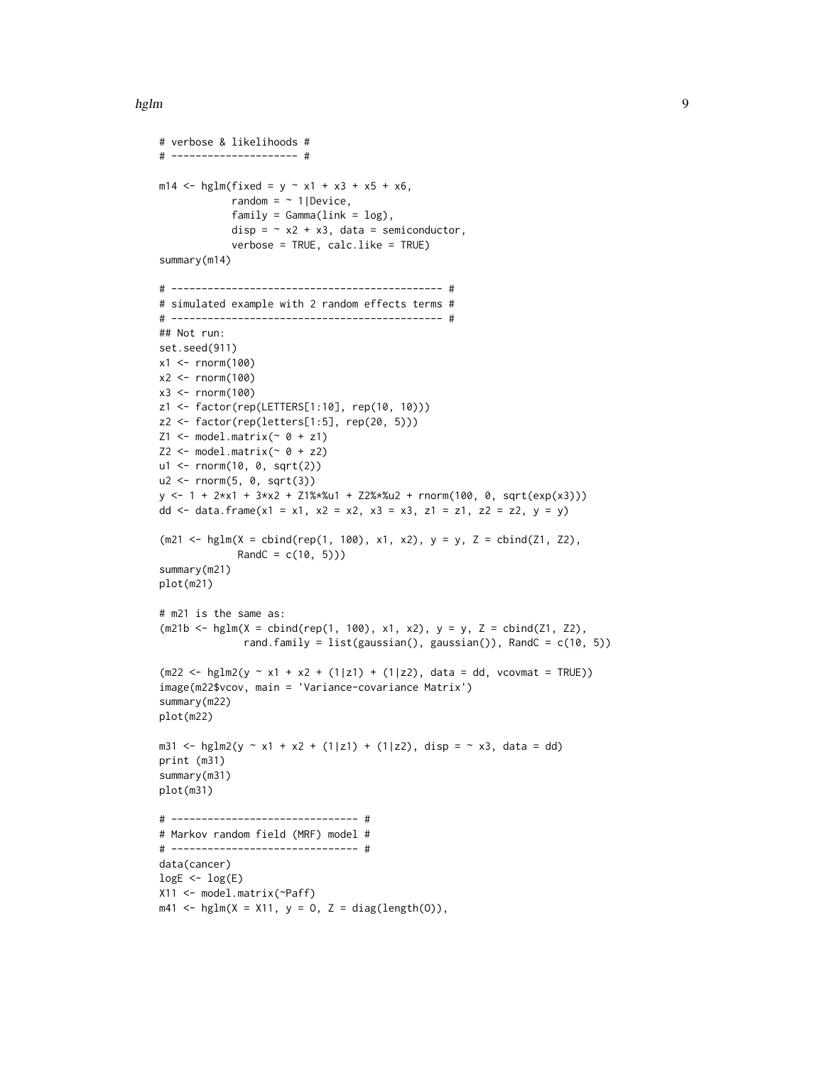```
# verbose & likelihoods #
# --------------------- #

m14 <- hglm(fixed = y ~ x1 + x3 + x5 + x6,
            random = ~ 1|Device,
            family = Gamma(link = log),
            disp = ~ x2 + x3, data = semiconductor,
            verbose = TRUE, calc.like = TRUE)
summary(m14)

# -------------------------------------------- #
# simulated example with 2 random effects terms #
# -------------------------------------------- #
## Not run:
set.seed(911)
x1 <- rnorm(100)
x2 <- rnorm(100)
x3 <- rnorm(100)
z1 <- factor(rep(LETTERS[1:10], rep(10, 10)))
z2 <- factor(rep(letters[1:5], rep(20, 5)))
Z1 <- model.matrix(~ 0 + z1)
Z2 <- model.matrix(~ 0 + z2)
u1 <- rnorm(10, 0, sqrt(2))
u2 <- rnorm(5, 0, sqrt(3))
y <- 1 + 2*x1 + 3*x2 + Z1%*%u1 + Z2%*%u2 + rnorm(100, 0, sqrt(exp(x3)))
dd <- data.frame(x1 = x1, x2 = x2, x3 = x3, z1 = z1, z2 = z2, y = y)

(m21 <- hglm(X = cbind(rep(1, 100), x1, x2), y = y, Z = cbind(Z1, Z2),
            RandC = c(10, 5)))
summary(m21)
plot(m21)

# m21 is the same as:
(m21b <- hglm(X = cbind(rep(1, 100), x1, x2), y = y, Z = cbind(Z1, Z2),
             rand.family = list(gaussian(), gaussian()), RandC = c(10, 5))

(m22 <- hglm2(y ~ x1 + x2 + (1|z1) + (1|z2), data = dd, vcovmat = TRUE))
image(m22$vcov, main = 'Variance-covariance Matrix')
summary(m22)
plot(m22)

m31 <- hglm2(y ~ x1 + x2 + (1|z1) + (1|z2), disp = ~ x3, data = dd)
print (m31)
summary(m31)
plot(m31)

# ------------------------------- #
# Markov random field (MRF) model #
# ------------------------------- #
data(cancer)
logE <- log(E)
X11 <- model.matrix(~Paff)
m41 <- hglm(X = X11, y = O, Z = diag(length(O)),
```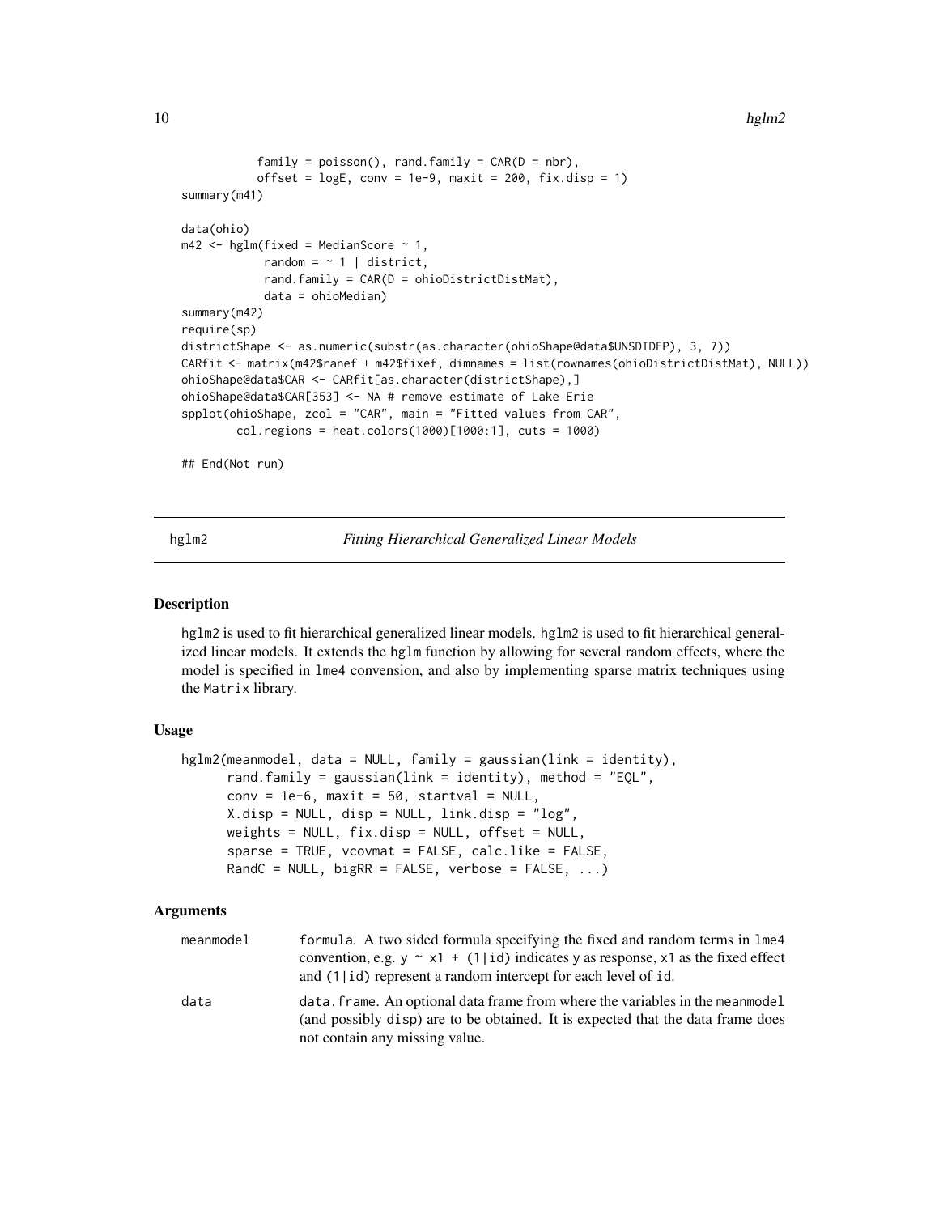```
          family = poisson(), rand.family = CAR(D = nbr),
          offset = logE, conv = 1e-9, maxit = 200, fix.disp = 1)
summary(m41)

data(ohio)
m42 <- hglm(fixed = MedianScore ~ 1,
            random = ~ 1 | district,
            rand.family = CAR(D = ohioDistrictDistMat),
            data = ohioMedian)
summary(m42)
require(sp)
districtShape <- as.numeric(substr(as.character(ohioShape@data$UNSDIDFP), 3, 7))
CARfit <- matrix(m42$ranef + m42$fixef, dimnames = list(rownames(ohioDistrictDistMat), NULL))
ohioShape@data$CAR <- CARfit[as.character(districtShape),]
ohioShape@data$CAR[353] <- NA # remove estimate of Lake Erie
spplot(ohioShape, zcol = "CAR", main = "Fitted values from CAR",
       col.regions = heat.colors(1000)[1000:1], cuts = 1000)

## End(Not run)
```

## hglm2 — *Fitting Hierarchical Generalized Linear Models*

### Description

hglm2 is used to fit hierarchical generalized linear models. hglm2 is used to fit hierarchical generalized linear models. It extends the hglm function by allowing for several random effects, where the model is specified in lme4 convension, and also by implementing sparse matrix techniques using the Matrix library.

### Usage

```
hglm2(meanmodel, data = NULL, family = gaussian(link = identity),
      rand.family = gaussian(link = identity), method = "EQL",
      conv = 1e-6, maxit = 50, startval = NULL,
      X.disp = NULL, disp = NULL, link.disp = "log",
      weights = NULL, fix.disp = NULL, offset = NULL,
      sparse = TRUE, vcovmat = FALSE, calc.like = FALSE,
      RandC = NULL, bigRR = FALSE, verbose = FALSE, ...)
```

### Arguments

| | |
|---|---|
| meanmodel | formula. A two sided formula specifying the fixed and random terms in lme4 convention, e.g. y ~ x1 + (1\|id) indicates y as response, x1 as the fixed effect and (1\|id) represent a random intercept for each level of id. |
| data | data.frame. An optional data frame from where the variables in the meanmodel (and possibly disp) are to be obtained. It is expected that the data frame does not contain any missing value. |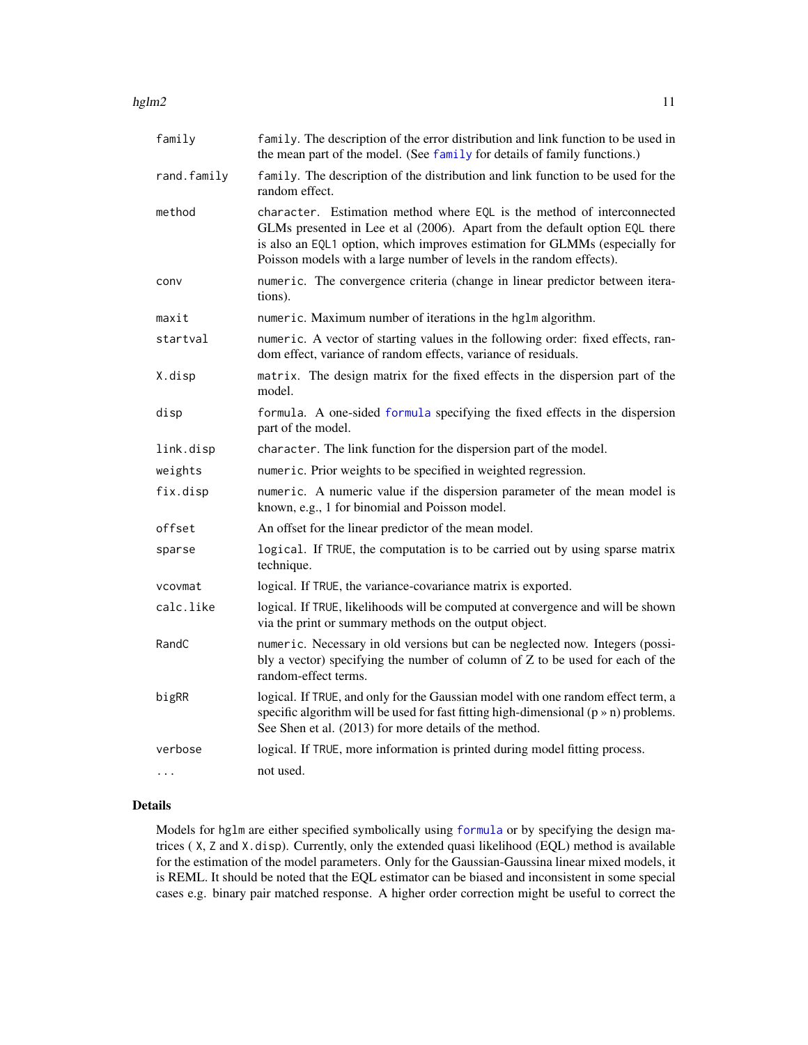| | |
|---|---|
| family | `family`. The description of the error distribution and link function to be used in the mean part of the model. (See `family` for details of family functions.) |
| rand.family | `family`. The description of the distribution and link function to be used for the random effect. |
| method | `character`. Estimation method where `EQL` is the method of interconnected GLMs presented in Lee et al (2006). Apart from the default option `EQL` there is also an `EQL1` option, which improves estimation for GLMMs (especially for Poisson models with a large number of levels in the random effects). |
| conv | `numeric`. The convergence criteria (change in linear predictor between iterations). |
| maxit | `numeric`. Maximum number of iterations in the `hglm` algorithm. |
| startval | `numeric`. A vector of starting values in the following order: fixed effects, random effect, variance of random effects, variance of residuals. |
| X.disp | `matrix`. The design matrix for the fixed effects in the dispersion part of the model. |
| disp | `formula`. A one-sided `formula` specifying the fixed effects in the dispersion part of the model. |
| link.disp | `character`. The link function for the dispersion part of the model. |
| weights | `numeric`. Prior weights to be specified in weighted regression. |
| fix.disp | `numeric`. A numeric value if the dispersion parameter of the mean model is known, e.g., 1 for binomial and Poisson model. |
| offset | An offset for the linear predictor of the mean model. |
| sparse | `logical`. If `TRUE`, the computation is to be carried out by using sparse matrix technique. |
| vcovmat | logical. If `TRUE`, the variance-covariance matrix is exported. |
| calc.like | logical. If `TRUE`, likelihoods will be computed at convergence and will be shown via the print or summary methods on the output object. |
| RandC | `numeric`. Necessary in old versions but can be neglected now. Integers (possibly a vector) specifying the number of column of Z to be used for each of the random-effect terms. |
| bigRR | logical. If `TRUE`, and only for the Gaussian model with one random effect term, a specific algorithm will be used for fast fitting high-dimensional (p » n) problems. See Shen et al. (2013) for more details of the method. |
| verbose | logical. If `TRUE`, more information is printed during model fitting process. |
| ... | not used. |

## Details

Models for `hglm` are either specified symbolically using `formula` or by specifying the design matrices ( `X`, `Z` and `X.disp`). Currently, only the extended quasi likelihood (EQL) method is available for the estimation of the model parameters. Only for the Gaussian-Gaussina linear mixed models, it is REML. It should be noted that the EQL estimator can be biased and inconsistent in some special cases e.g. binary pair matched response. A higher order correction might be useful to correct the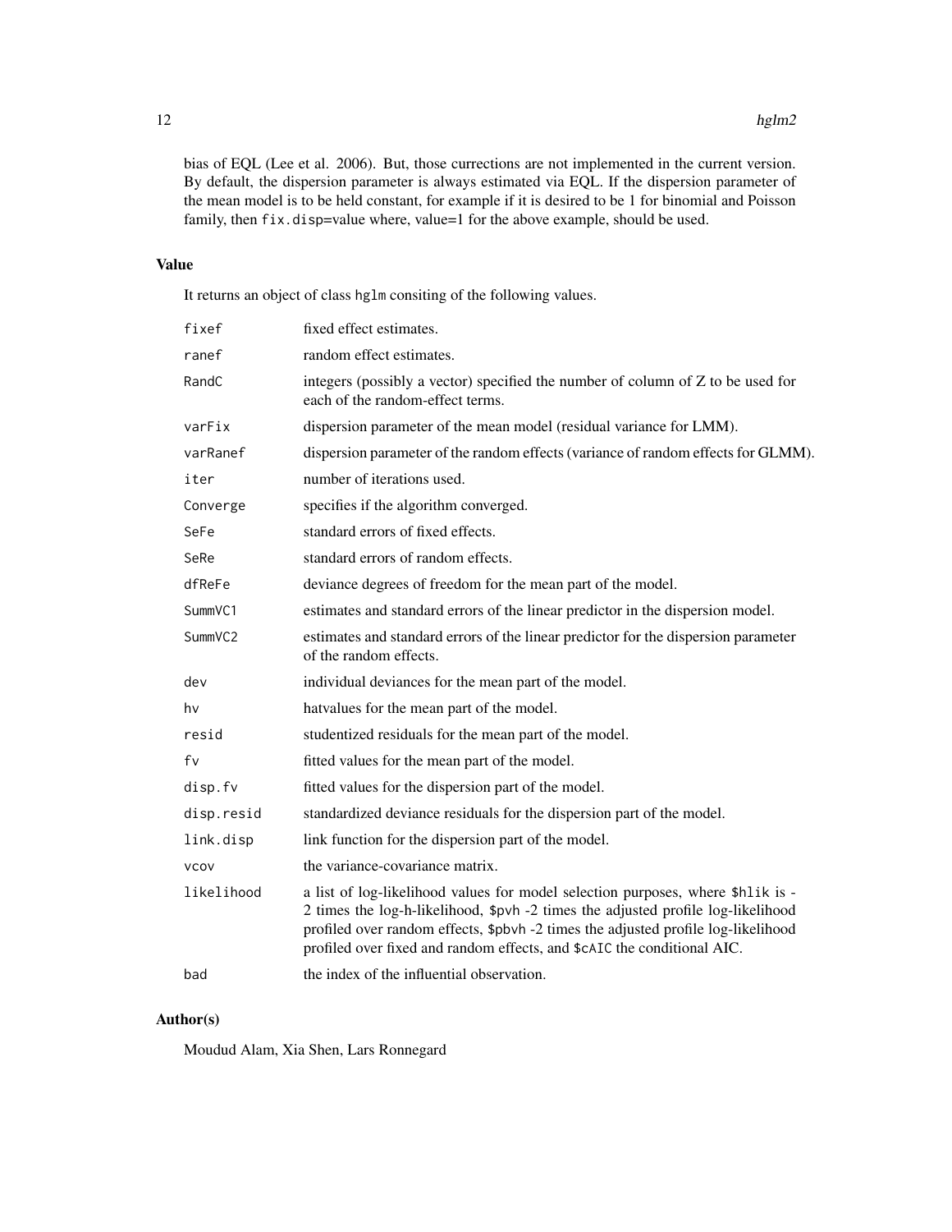bias of EQL (Lee et al. 2006). But, those currections are not implemented in the current version. By default, the dispersion parameter is always estimated via EQL. If the dispersion parameter of the mean model is to be held constant, for example if it is desired to be 1 for binomial and Poisson family, then `fix.disp`=value where, value=1 for the above example, should be used.

## Value

It returns an object of class `hglm` consiting of the following values.

| | |
|---|---|
| `fixef` | fixed effect estimates. |
| `ranef` | random effect estimates. |
| `RandC` | integers (possibly a vector) specified the number of column of Z to be used for each of the random-effect terms. |
| `varFix` | dispersion parameter of the mean model (residual variance for LMM). |
| `varRanef` | dispersion parameter of the random effects (variance of random effects for GLMM). |
| `iter` | number of iterations used. |
| `Converge` | specifies if the algorithm converged. |
| `SeFe` | standard errors of fixed effects. |
| `SeRe` | standard errors of random effects. |
| `dfReFe` | deviance degrees of freedom for the mean part of the model. |
| `SummVC1` | estimates and standard errors of the linear predictor in the dispersion model. |
| `SummVC2` | estimates and standard errors of the linear predictor for the dispersion parameter of the random effects. |
| `dev` | individual deviances for the mean part of the model. |
| `hv` | hatvalues for the mean part of the model. |
| `resid` | studentized residuals for the mean part of the model. |
| `fv` | fitted values for the mean part of the model. |
| `disp.fv` | fitted values for the dispersion part of the model. |
| `disp.resid` | standardized deviance residuals for the dispersion part of the model. |
| `link.disp` | link function for the dispersion part of the model. |
| `vcov` | the variance-covariance matrix. |
| `likelihood` | a list of log-likelihood values for model selection purposes, where `$hlik` is -2 times the log-h-likelihood, `$pvh` -2 times the adjusted profile log-likelihood profiled over random effects, `$pbvh` -2 times the adjusted profile log-likelihood profiled over fixed and random effects, and `$cAIC` the conditional AIC. |
| `bad` | the index of the influential observation. |

## Author(s)

Moudud Alam, Xia Shen, Lars Ronnegard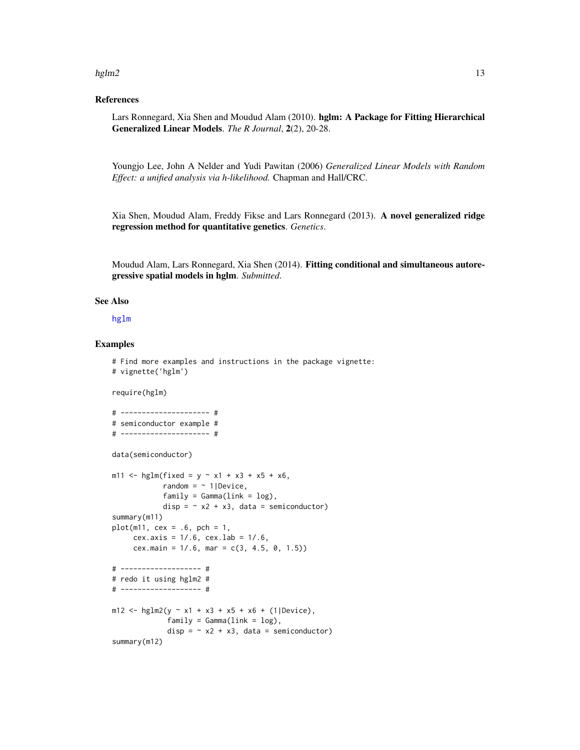## References

Lars Ronnegard, Xia Shen and Moudud Alam (2010). **hglm: A Package for Fitting Hierarchical Generalized Linear Models**. *The R Journal*, **2**(2), 20-28.

Youngjo Lee, John A Nelder and Yudi Pawitan (2006) *Generalized Linear Models with Random Effect: a unified analysis via h-likelihood.* Chapman and Hall/CRC.

Xia Shen, Moudud Alam, Freddy Fikse and Lars Ronnegard (2013). **A novel generalized ridge regression method for quantitative genetics**. *Genetics*.

Moudud Alam, Lars Ronnegard, Xia Shen (2014). **Fitting conditional and simultaneous autoregressive spatial models in hglm**. *Submitted*.

## See Also

hglm

## Examples

```
# Find more examples and instructions in the package vignette:
# vignette('hglm')

require(hglm)

# --------------------- #
# semiconductor example #
# --------------------- #

data(semiconductor)

m11 <- hglm(fixed = y ~ x1 + x3 + x5 + x6,
            random = ~ 1|Device,
            family = Gamma(link = log),
            disp = ~ x2 + x3, data = semiconductor)
summary(m11)
plot(m11, cex = .6, pch = 1,
     cex.axis = 1/.6, cex.lab = 1/.6,
     cex.main = 1/.6, mar = c(3, 4.5, 0, 1.5))

# ------------------- #
# redo it using hglm2 #
# ------------------- #

m12 <- hglm2(y ~ x1 + x3 + x5 + x6 + (1|Device),
             family = Gamma(link = log),
             disp = ~ x2 + x3, data = semiconductor)
summary(m12)
```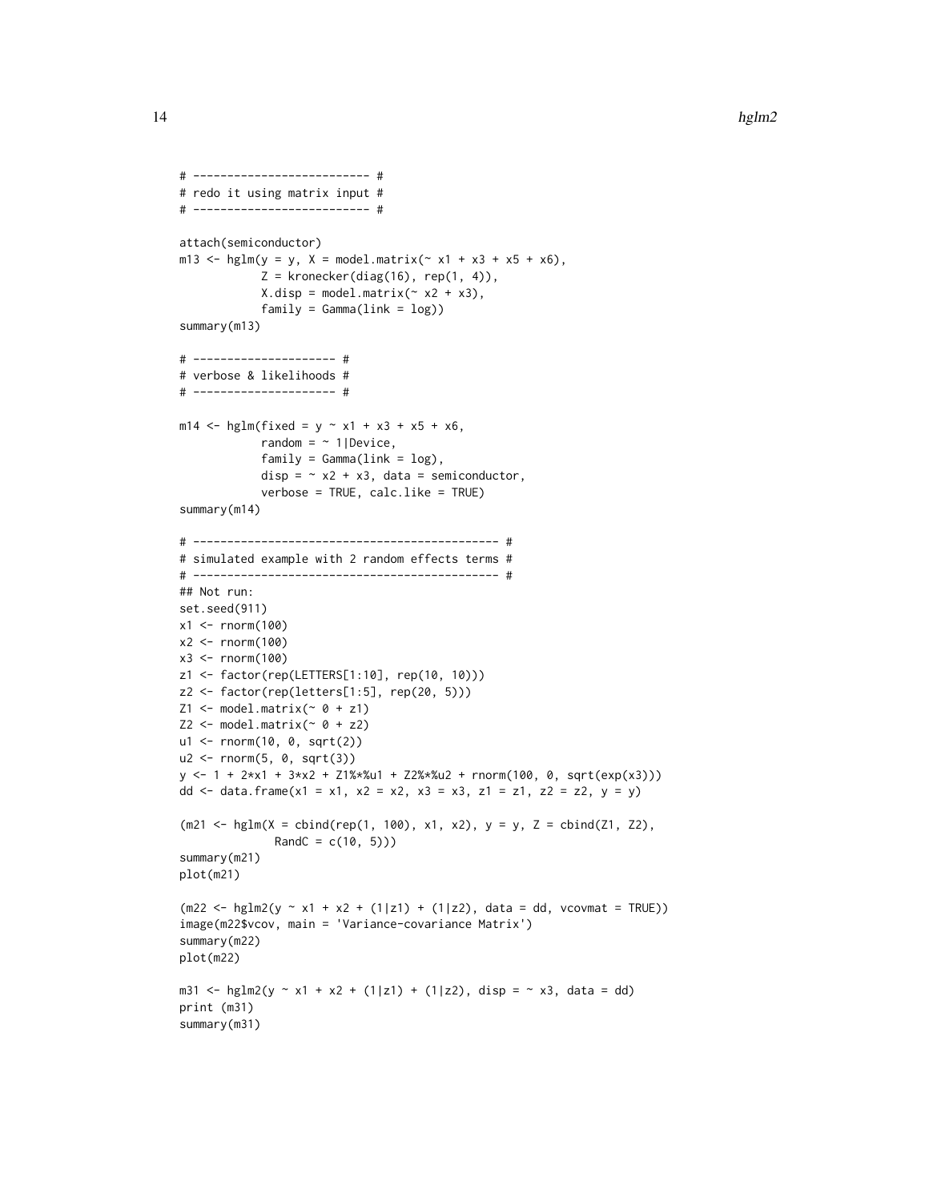```
# ------------------------- #
# redo it using matrix input #
# ------------------------- #

attach(semiconductor)
m13 <- hglm(y = y, X = model.matrix(~ x1 + x3 + x5 + x6),
            Z = kronecker(diag(16), rep(1, 4)),
            X.disp = model.matrix(~ x2 + x3),
            family = Gamma(link = log))
summary(m13)

# --------------------- #
# verbose & likelihoods #
# --------------------- #

m14 <- hglm(fixed = y ~ x1 + x3 + x5 + x6,
            random = ~ 1|Device,
            family = Gamma(link = log),
            disp = ~ x2 + x3, data = semiconductor,
            verbose = TRUE, calc.like = TRUE)
summary(m14)

# -------------------------------------------- #
# simulated example with 2 random effects terms #
# -------------------------------------------- #
## Not run:
set.seed(911)
x1 <- rnorm(100)
x2 <- rnorm(100)
x3 <- rnorm(100)
z1 <- factor(rep(LETTERS[1:10], rep(10, 10)))
z2 <- factor(rep(letters[1:5], rep(20, 5)))
Z1 <- model.matrix(~ 0 + z1)
Z2 <- model.matrix(~ 0 + z2)
u1 <- rnorm(10, 0, sqrt(2))
u2 <- rnorm(5, 0, sqrt(3))
y <- 1 + 2*x1 + 3*x2 + Z1%*%u1 + Z2%*%u2 + rnorm(100, 0, sqrt(exp(x3)))
dd <- data.frame(x1 = x1, x2 = x2, x3 = x3, z1 = z1, z2 = z2, y = y)

(m21 <- hglm(X = cbind(rep(1, 100), x1, x2), y = y, Z = cbind(Z1, Z2),
             RandC = c(10, 5)))
summary(m21)
plot(m21)

(m22 <- hglm2(y ~ x1 + x2 + (1|z1) + (1|z2), data = dd, vcovmat = TRUE))
image(m22$vcov, main = 'Variance-covariance Matrix')
summary(m22)
plot(m22)

m31 <- hglm2(y ~ x1 + x2 + (1|z1) + (1|z2), disp = ~ x3, data = dd)
print (m31)
summary(m31)
```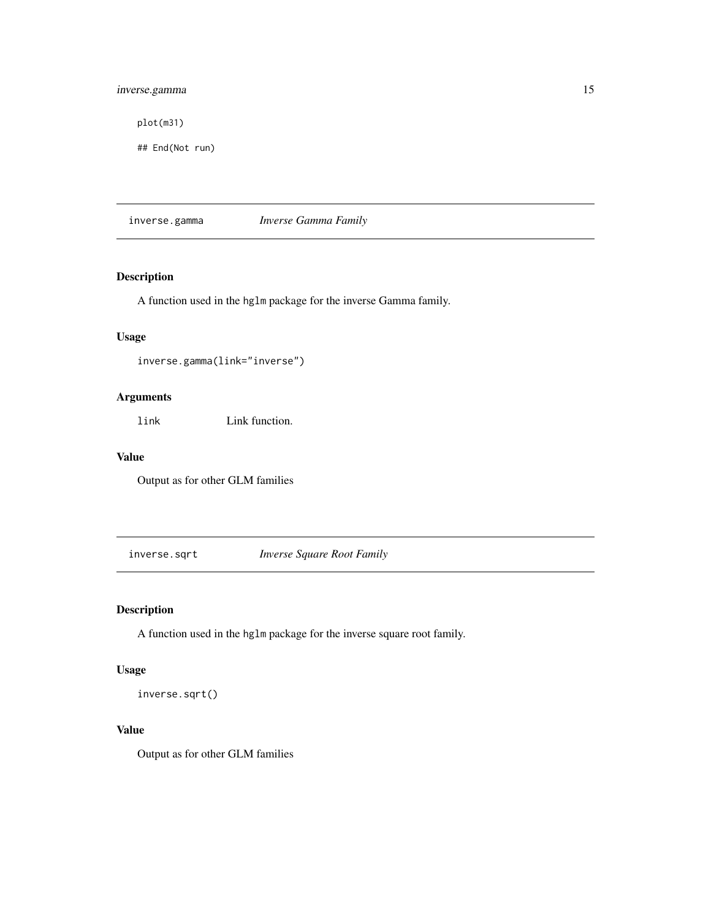```
plot(m31)

## End(Not run)
```

## inverse.gamma *Inverse Gamma Family*

### Description

A function used in the `hglm` package for the inverse Gamma family.

### Usage

```
inverse.gamma(link="inverse")
```

### Arguments

| | |
|---|---|
| `link` | Link function. |

### Value

Output as for other GLM families

## inverse.sqrt *Inverse Square Root Family*

### Description

A function used in the `hglm` package for the inverse square root family.

### Usage

```
inverse.sqrt()
```

### Value

Output as for other GLM families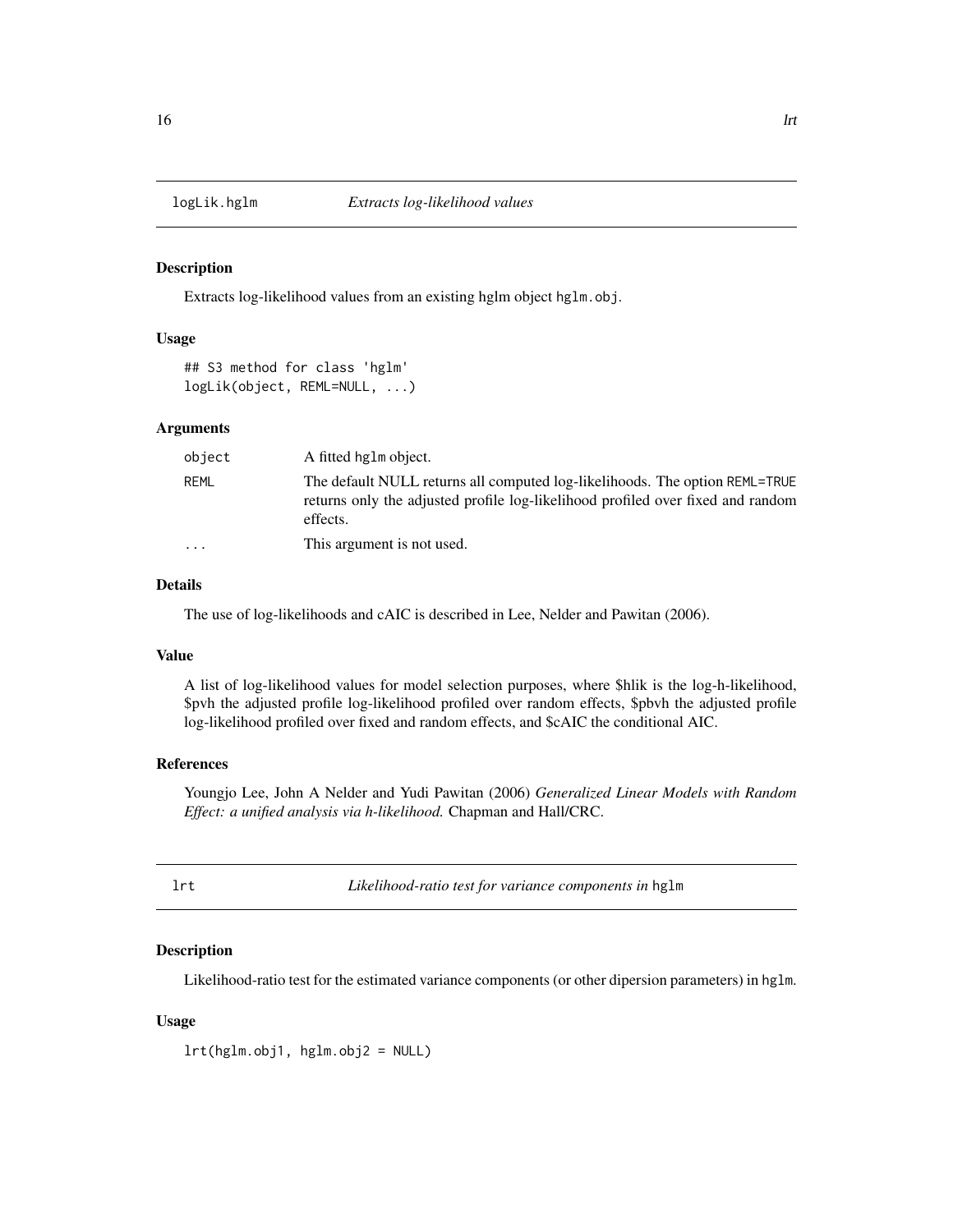## logLik.hglm *Extracts log-likelihood values*

### Description

Extracts log-likelihood values from an existing hglm object `hglm.obj`.

### Usage

```
## S3 method for class 'hglm'
logLik(object, REML=NULL, ...)
```

### Arguments

| | |
|---|---|
| `object` | A fitted `hglm` object. |
| `REML` | The default NULL returns all computed log-likelihoods. The option `REML=TRUE` returns only the adjusted profile log-likelihood profiled over fixed and random effects. |
| `...` | This argument is not used. |

### Details

The use of log-likelihoods and cAIC is described in Lee, Nelder and Pawitan (2006).

### Value

A list of log-likelihood values for model selection purposes, where $hlik is the log-h-likelihood, $pvh the adjusted profile log-likelihood profiled over random effects, $pbvh the adjusted profile log-likelihood profiled over fixed and random effects, and $cAIC the conditional AIC.

### References

Youngjo Lee, John A Nelder and Yudi Pawitan (2006) *Generalized Linear Models with Random Effect: a unified analysis via h-likelihood.* Chapman and Hall/CRC.

## lrt *Likelihood-ratio test for variance components in* `hglm`

### Description

Likelihood-ratio test for the estimated variance components (or other dipersion parameters) in `hglm`.

### Usage

```
lrt(hglm.obj1, hglm.obj2 = NULL)
```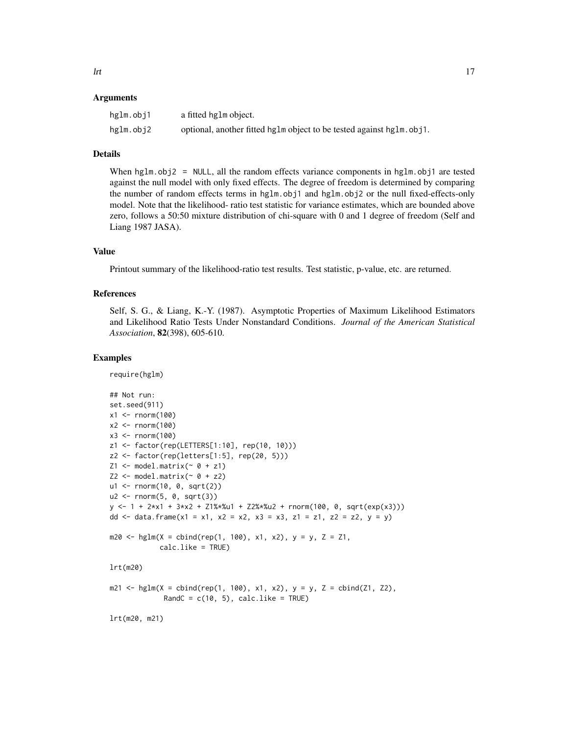### Arguments

| | |
|---|---|
| hglm.obj1 | a fitted hglm object. |
| hglm.obj2 | optional, another fitted hglm object to be tested against hglm.obj1. |

### Details

When hglm.obj2 = NULL, all the random effects variance components in hglm.obj1 are tested against the null model with only fixed effects. The degree of freedom is determined by comparing the number of random effects terms in hglm.obj1 and hglm.obj2 or the null fixed-effects-only model. Note that the likelihood- ratio test statistic for variance estimates, which are bounded above zero, follows a 50:50 mixture distribution of chi-square with 0 and 1 degree of freedom (Self and Liang 1987 JASA).

### Value

Printout summary of the likelihood-ratio test results. Test statistic, p-value, etc. are returned.

### References

Self, S. G., & Liang, K.-Y. (1987). Asymptotic Properties of Maximum Likelihood Estimators and Likelihood Ratio Tests Under Nonstandard Conditions. *Journal of the American Statistical Association*, **82**(398), 605-610.

### Examples

```
require(hglm)

## Not run:
set.seed(911)
x1 <- rnorm(100)
x2 <- rnorm(100)
x3 <- rnorm(100)
z1 <- factor(rep(LETTERS[1:10], rep(10, 10)))
z2 <- factor(rep(letters[1:5], rep(20, 5)))
Z1 <- model.matrix(~ 0 + z1)
Z2 <- model.matrix(~ 0 + z2)
u1 <- rnorm(10, 0, sqrt(2))
u2 <- rnorm(5, 0, sqrt(3))
y <- 1 + 2*x1 + 3*x2 + Z1%*%u1 + Z2%*%u2 + rnorm(100, 0, sqrt(exp(x3)))
dd <- data.frame(x1 = x1, x2 = x2, x3 = x3, z1 = z1, z2 = z2, y = y)

m20 <- hglm(X = cbind(rep(1, 100), x1, x2), y = y, Z = Z1,
            calc.like = TRUE)

lrt(m20)

m21 <- hglm(X = cbind(rep(1, 100), x1, x2), y = y, Z = cbind(Z1, Z2),
             RandC = c(10, 5), calc.like = TRUE)

lrt(m20, m21)
```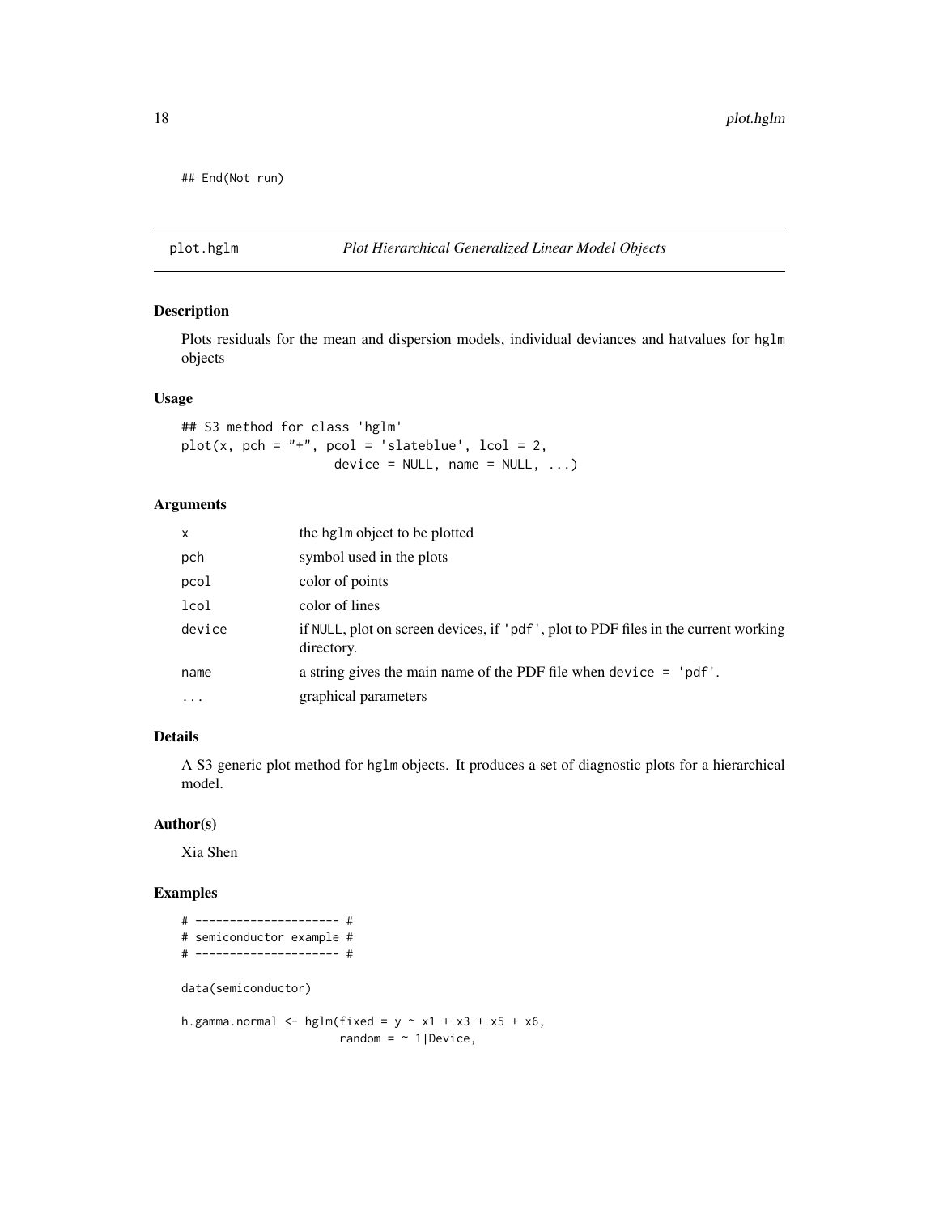```
## End(Not run)
```

## plot.hglm — *Plot Hierarchical Generalized Linear Model Objects*

### Description

Plots residuals for the mean and dispersion models, individual deviances and hatvalues for hglm objects

### Usage

```
## S3 method for class 'hglm'
plot(x, pch = "+", pcol = 'slateblue', lcol = 2,
                    device = NULL, name = NULL, ...)
```

### Arguments

| | |
|---|---|
| x | the hglm object to be plotted |
| pch | symbol used in the plots |
| pcol | color of points |
| lcol | color of lines |
| device | if NULL, plot on screen devices, if 'pdf', plot to PDF files in the current working directory. |
| name | a string gives the main name of the PDF file when device = 'pdf'. |
| ... | graphical parameters |

### Details

A S3 generic plot method for hglm objects. It produces a set of diagnostic plots for a hierarchical model.

### Author(s)

Xia Shen

### Examples

```
# --------------------- #
# semiconductor example #
# --------------------- #

data(semiconductor)

h.gamma.normal <- hglm(fixed = y ~ x1 + x3 + x5 + x6,
                       random = ~ 1|Device,
```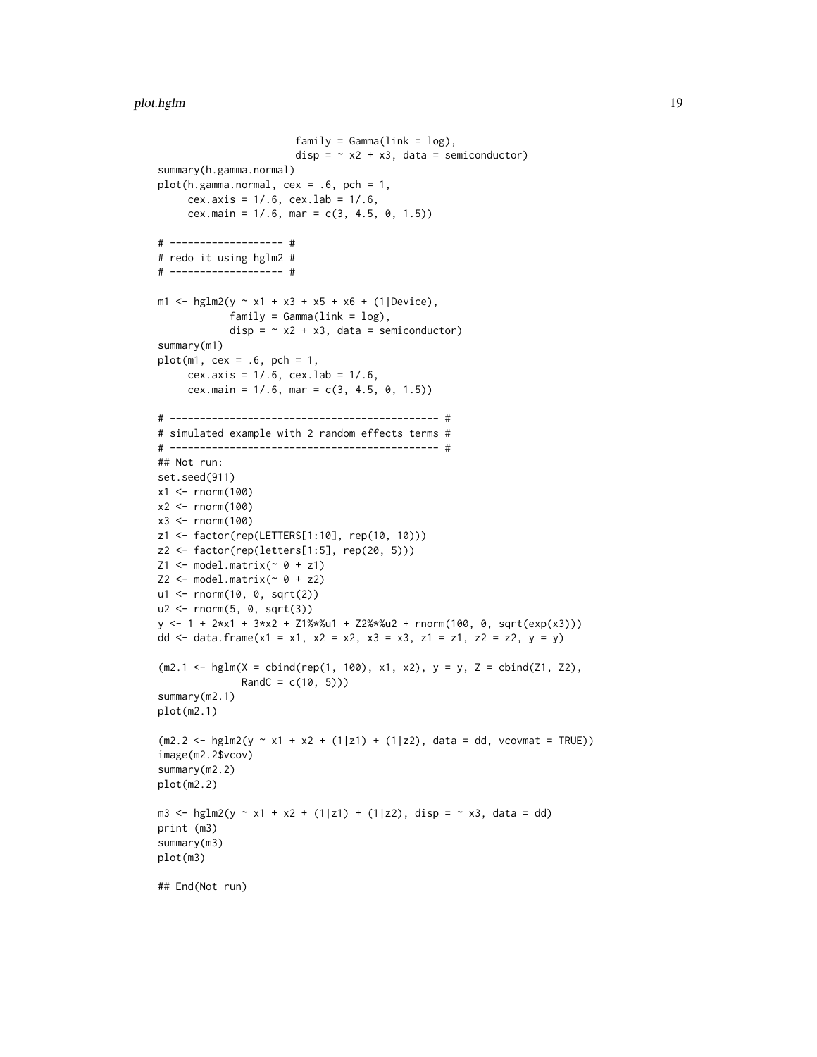```
                        family = Gamma(link = log),
                        disp = ~ x2 + x3, data = semiconductor)
summary(h.gamma.normal)
plot(h.gamma.normal, cex = .6, pch = 1,
     cex.axis = 1/.6, cex.lab = 1/.6,
     cex.main = 1/.6, mar = c(3, 4.5, 0, 1.5))

# ------------------- #
# redo it using hglm2 #
# ------------------- #

m1 <- hglm2(y ~ x1 + x3 + x5 + x6 + (1|Device),
            family = Gamma(link = log),
            disp = ~ x2 + x3, data = semiconductor)
summary(m1)
plot(m1, cex = .6, pch = 1,
     cex.axis = 1/.6, cex.lab = 1/.6,
     cex.main = 1/.6, mar = c(3, 4.5, 0, 1.5))

# -------------------------------------------- #
# simulated example with 2 random effects terms #
# -------------------------------------------- #
## Not run:
set.seed(911)
x1 <- rnorm(100)
x2 <- rnorm(100)
x3 <- rnorm(100)
z1 <- factor(rep(LETTERS[1:10], rep(10, 10)))
z2 <- factor(rep(letters[1:5], rep(20, 5)))
Z1 <- model.matrix(~ 0 + z1)
Z2 <- model.matrix(~ 0 + z2)
u1 <- rnorm(10, 0, sqrt(2))
u2 <- rnorm(5, 0, sqrt(3))
y <- 1 + 2*x1 + 3*x2 + Z1%*%u1 + Z2%*%u2 + rnorm(100, 0, sqrt(exp(x3)))
dd <- data.frame(x1 = x1, x2 = x2, x3 = x3, z1 = z1, z2 = z2, y = y)

(m2.1 <- hglm(X = cbind(rep(1, 100), x1, x2), y = y, Z = cbind(Z1, Z2),
              RandC = c(10, 5)))
summary(m2.1)
plot(m2.1)

(m2.2 <- hglm2(y ~ x1 + x2 + (1|z1) + (1|z2), data = dd, vcovmat = TRUE))
image(m2.2$vcov)
summary(m2.2)
plot(m2.2)

m3 <- hglm2(y ~ x1 + x2 + (1|z1) + (1|z2), disp = ~ x3, data = dd)
print (m3)
summary(m3)
plot(m3)

## End(Not run)
```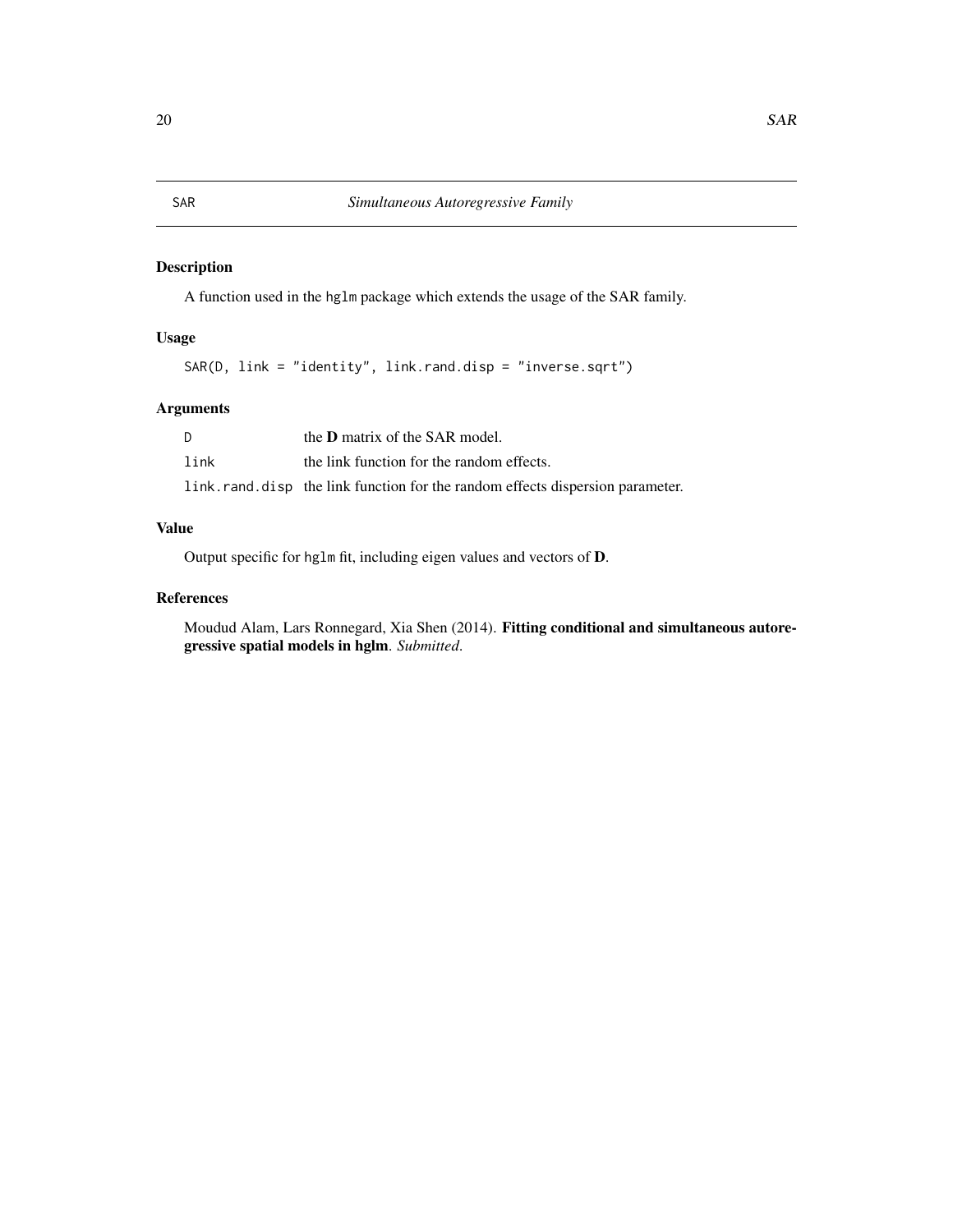# SAR — *Simultaneous Autoregressive Family*

## Description

A function used in the `hglm` package which extends the usage of the SAR family.

## Usage

```
SAR(D, link = "identity", link.rand.disp = "inverse.sqrt")
```

## Arguments

| | |
|---|---|
| `D` | the **D** matrix of the SAR model. |
| `link` | the link function for the random effects. |
| `link.rand.disp` | the link function for the random effects dispersion parameter. |

## Value

Output specific for `hglm` fit, including eigen values and vectors of **D**.

## References

Moudud Alam, Lars Ronnegard, Xia Shen (2014). **Fitting conditional and simultaneous autoregressive spatial models in hglm**. *Submitted*.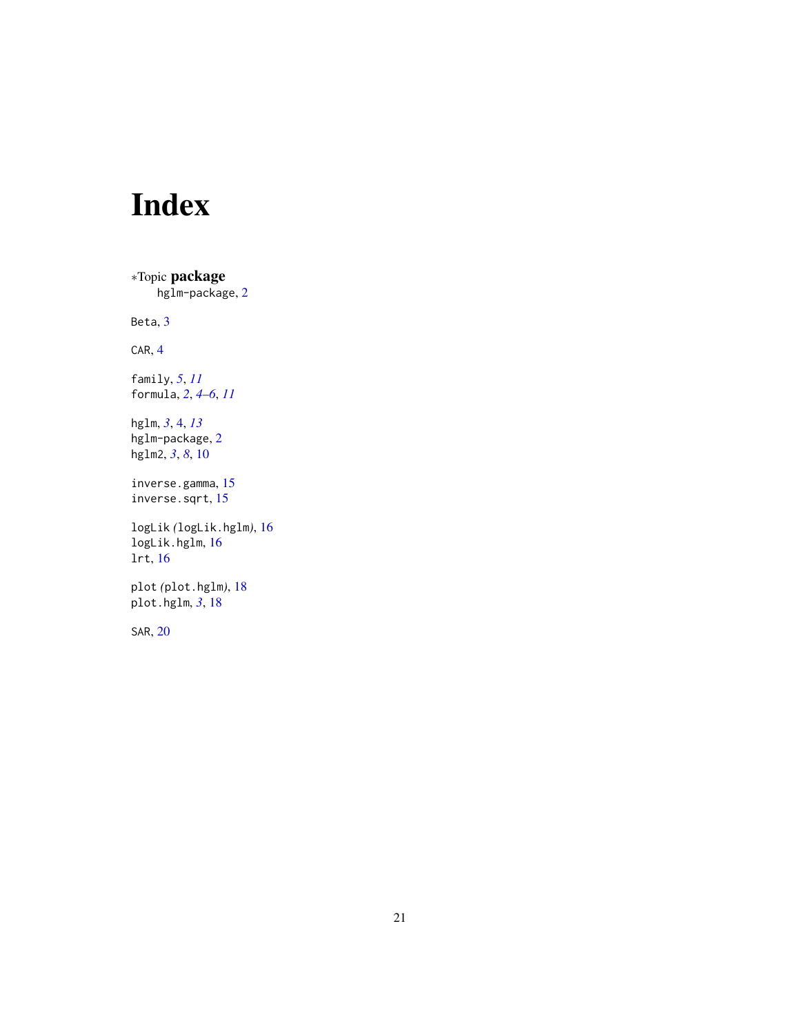# Index

*Topic **package**

hglm-package, 2

Beta, 3

CAR, 4

family, *5*, *11*

formula, *2*, *4–6*, *11*

hglm, *3*, 4, *13*

hglm-package, 2

hglm2, *3*, *8*, 10

inverse.gamma, 15

inverse.sqrt, 15

logLik *(*logLik.hglm*)*, 16

logLik.hglm, 16

lrt, 16

plot *(*plot.hglm*)*, 18

plot.hglm, *3*, 18

SAR, 20